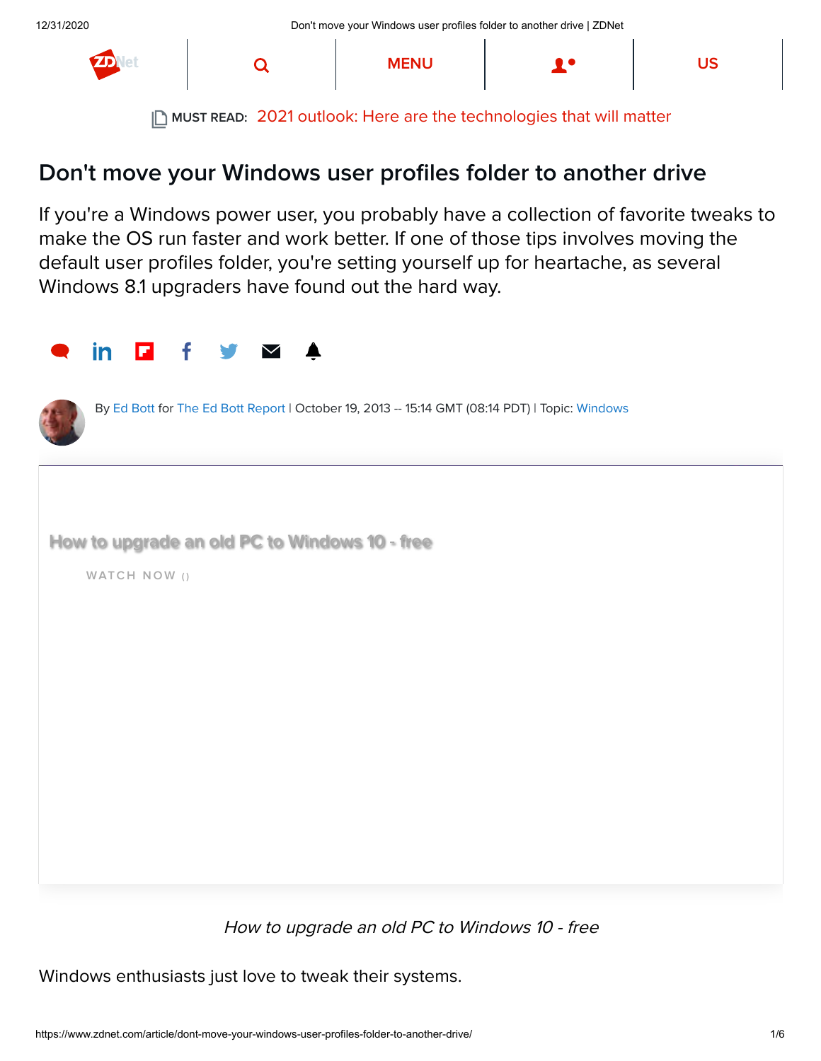# Don't move your Windows user profiles folder to another drive

If you're a Windows power user, you probably have a collection of favorite tweaks to make the OS run faster and work better. If one of those tips involves moving the default user profiles folder, you're setting yourself up for heartache, as several Windows 8.1 upgraders have found out the hard way.

By Ed Bott for The Ed Bott Report | October 19, 2013 -- 15:14 GMT (08:14 PDT) | Topic: Windows

How to upgrade an old PC to Windows 10 - free

WATCH NOW ()

*How to upgrade an old PC to Windows 10 - free*

Windows enthusiasts just love to tweak their systems.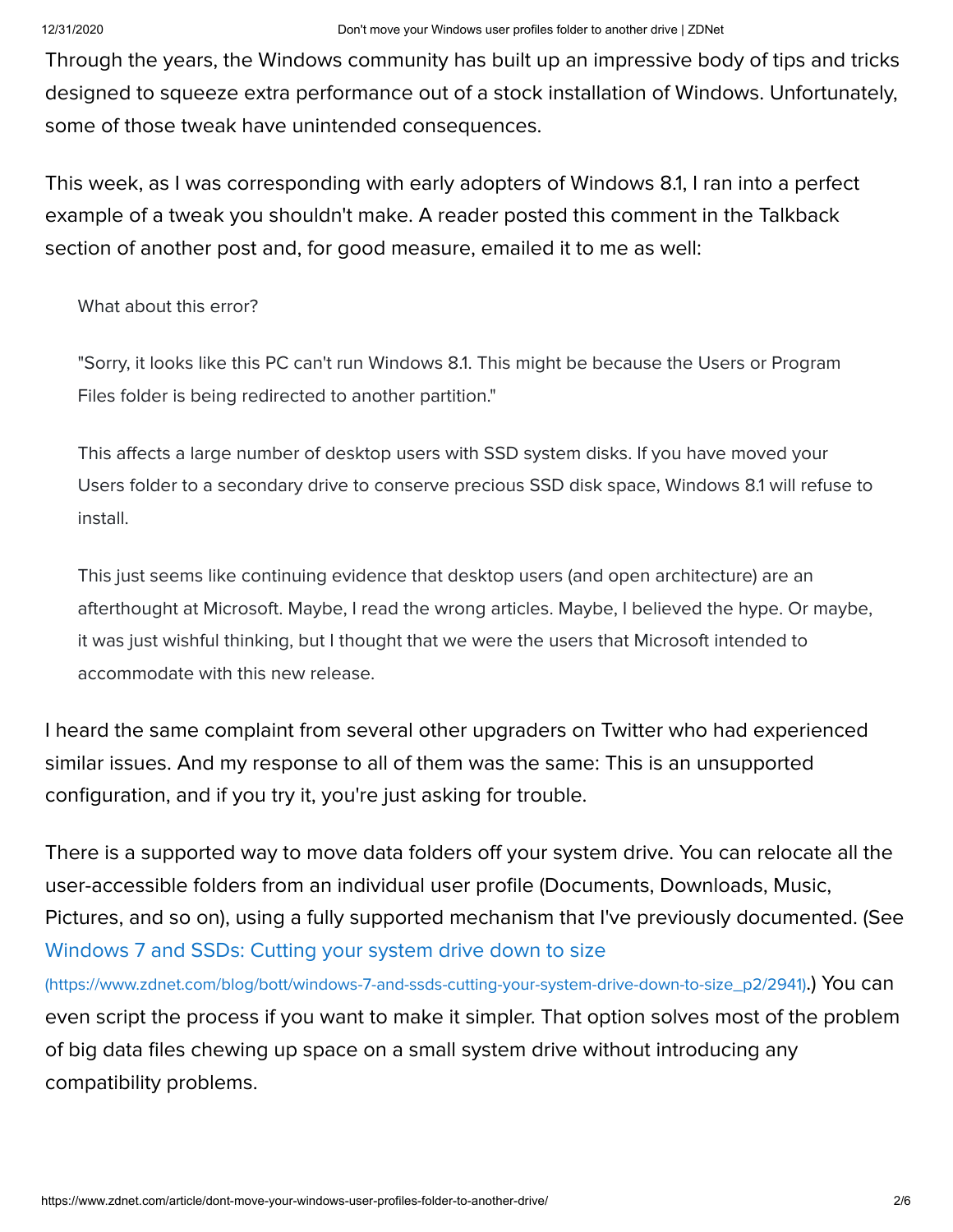Through the years, the Windows community has built up an impressive body of tips and tricks designed to squeeze extra performance out of a stock installation of Windows. Unfortunately, some of those tweak have unintended consequences.

This week, as I was corresponding with early adopters of Windows 8.1, I ran into a perfect example of a tweak you shouldn't make. A reader posted this comment in the Talkback section of another post and, for good measure, emailed it to me as well:

> What about this error?
>
> "Sorry, it looks like this PC can't run Windows 8.1. This might be because the Users or Program Files folder is being redirected to another partition."
>
> This affects a large number of desktop users with SSD system disks. If you have moved your Users folder to a secondary drive to conserve precious SSD disk space, Windows 8.1 will refuse to install.
>
> This just seems like continuing evidence that desktop users (and open architecture) are an afterthought at Microsoft. Maybe, I read the wrong articles. Maybe, I believed the hype. Or maybe, it was just wishful thinking, but I thought that we were the users that Microsoft intended to accommodate with this new release.

I heard the same complaint from several other upgraders on Twitter who had experienced similar issues. And my response to all of them was the same: This is an unsupported configuration, and if you try it, you're just asking for trouble.

There is a supported way to move data folders off your system drive. You can relocate all the user-accessible folders from an individual user profile (Documents, Downloads, Music, Pictures, and so on), using a fully supported mechanism that I've previously documented. (See [Windows 7 and SSDs: Cutting your system drive down to size](https://www.zdnet.com/blog/bott/windows-7-and-ssds-cutting-your-system-drive-down-to-size_p2/2941) (https://www.zdnet.com/blog/bott/windows-7-and-ssds-cutting-your-system-drive-down-to-size_p2/2941).) You can even script the process if you want to make it simpler. That option solves most of the problem of big data files chewing up space on a small system drive without introducing any compatibility problems.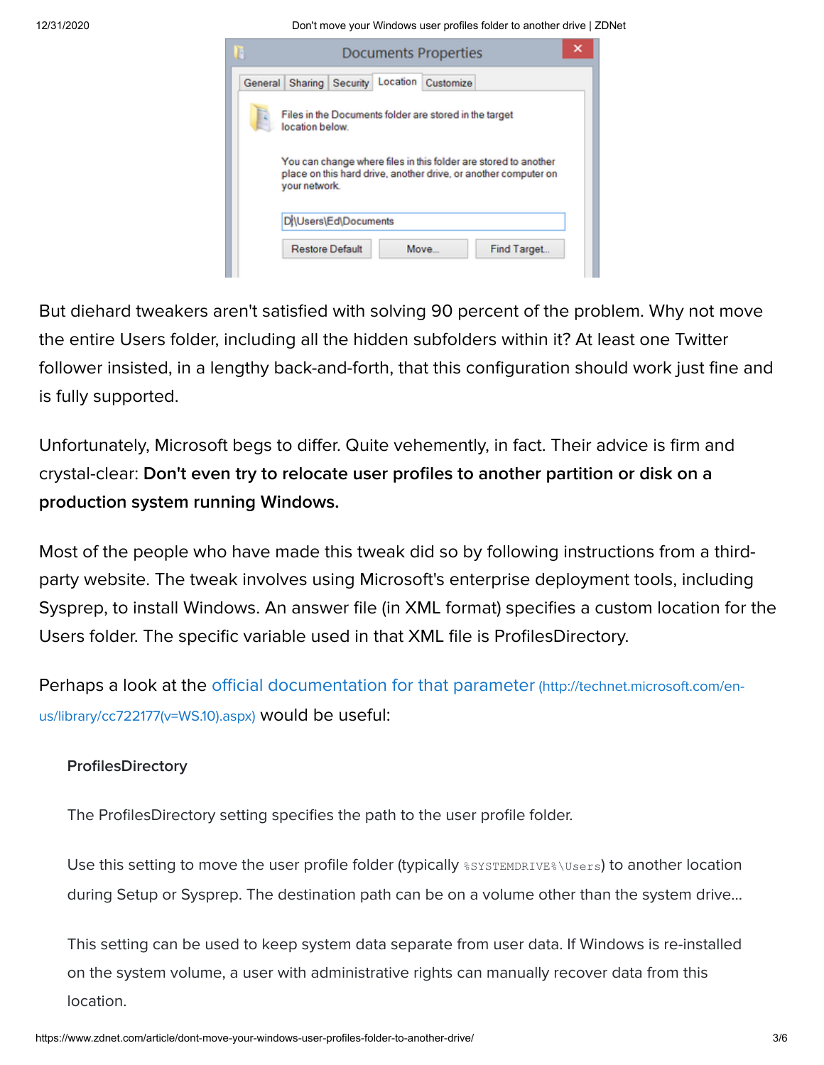But diehard tweakers aren't satisfied with solving 90 percent of the problem. Why not move the entire Users folder, including all the hidden subfolders within it? At least one Twitter follower insisted, in a lengthy back-and-forth, that this configuration should work just fine and is fully supported.

Unfortunately, Microsoft begs to differ. Quite vehemently, in fact. Their advice is firm and crystal-clear: **Don't even try to relocate user profiles to another partition or disk on a production system running Windows.**

Most of the people who have made this tweak did so by following instructions from a third-party website. The tweak involves using Microsoft's enterprise deployment tools, including Sysprep, to install Windows. An answer file (in XML format) specifies a custom location for the Users folder. The specific variable used in that XML file is ProfilesDirectory.

Perhaps a look at the official documentation for that parameter (http://technet.microsoft.com/en-us/library/cc722177(v=WS.10).aspx) would be useful:

> **ProfilesDirectory**
>
> The ProfilesDirectory setting specifies the path to the user profile folder.
>
> Use this setting to move the user profile folder (typically `%SYSTEMDRIVE%\Users`) to another location during Setup or Sysprep. The destination path can be on a volume other than the system drive...
>
> This setting can be used to keep system data separate from user data. If Windows is re-installed on the system volume, a user with administrative rights can manually recover data from this location.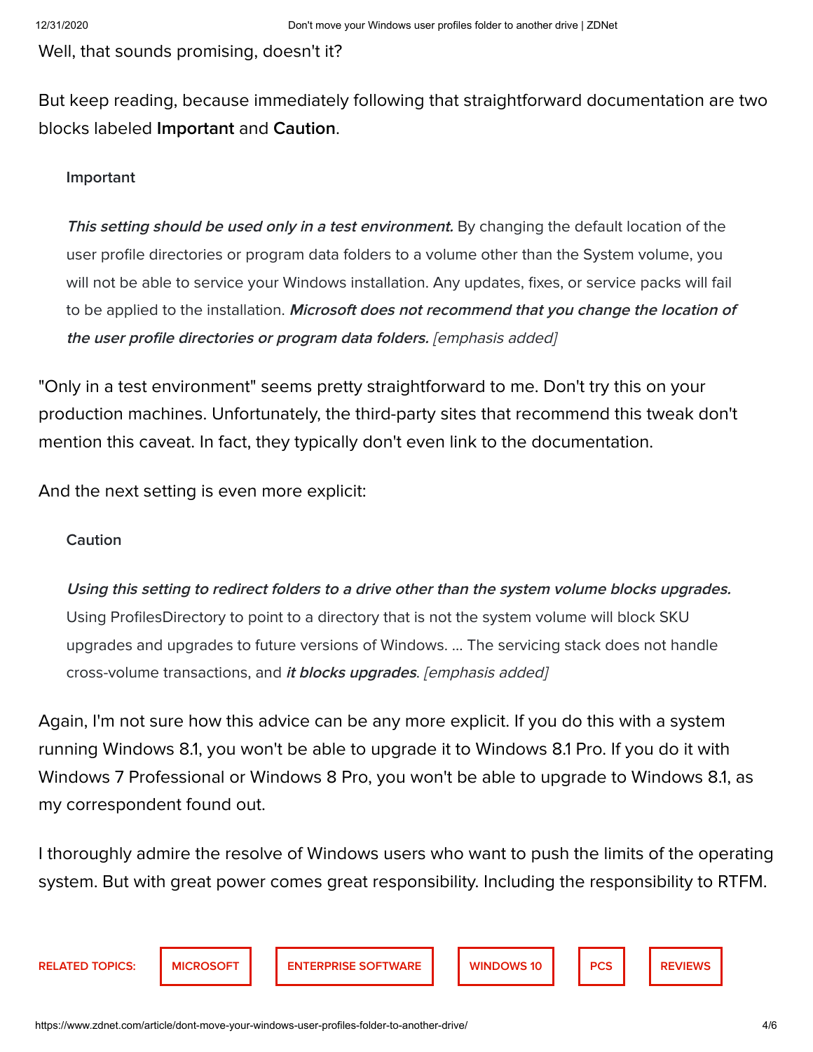Well, that sounds promising, doesn't it?

But keep reading, because immediately following that straightforward documentation are two blocks labeled **Important** and **Caution**.

> **Important**
>
> ***This setting should be used only in a test environment.*** By changing the default location of the user profile directories or program data folders to a volume other than the System volume, you will not be able to service your Windows installation. Any updates, fixes, or service packs will fail to be applied to the installation. ***Microsoft does not recommend that you change the location of the user profile directories or program data folders.*** *[emphasis added]*

"Only in a test environment" seems pretty straightforward to me. Don't try this on your production machines. Unfortunately, the third-party sites that recommend this tweak don't mention this caveat. In fact, they typically don't even link to the documentation.

And the next setting is even more explicit:

> **Caution**
>
> ***Using this setting to redirect folders to a drive other than the system volume blocks upgrades.*** Using ProfilesDirectory to point to a directory that is not the system volume will block SKU upgrades and upgrades to future versions of Windows. ... The servicing stack does not handle cross-volume transactions, and ***it blocks upgrades***. *[emphasis added]*

Again, I'm not sure how this advice can be any more explicit. If you do this with a system running Windows 8.1, you won't be able to upgrade it to Windows 8.1 Pro. If you do it with Windows 7 Professional or Windows 8 Pro, you won't be able to upgrade to Windows 8.1, as my correspondent found out.

I thoroughly admire the resolve of Windows users who want to push the limits of the operating system. But with great power comes great responsibility. Including the responsibility to RTFM.

RELATED TOPICS: MICROSOFT | ENTERPRISE SOFTWARE | WINDOWS 10 | PCS | REVIEWS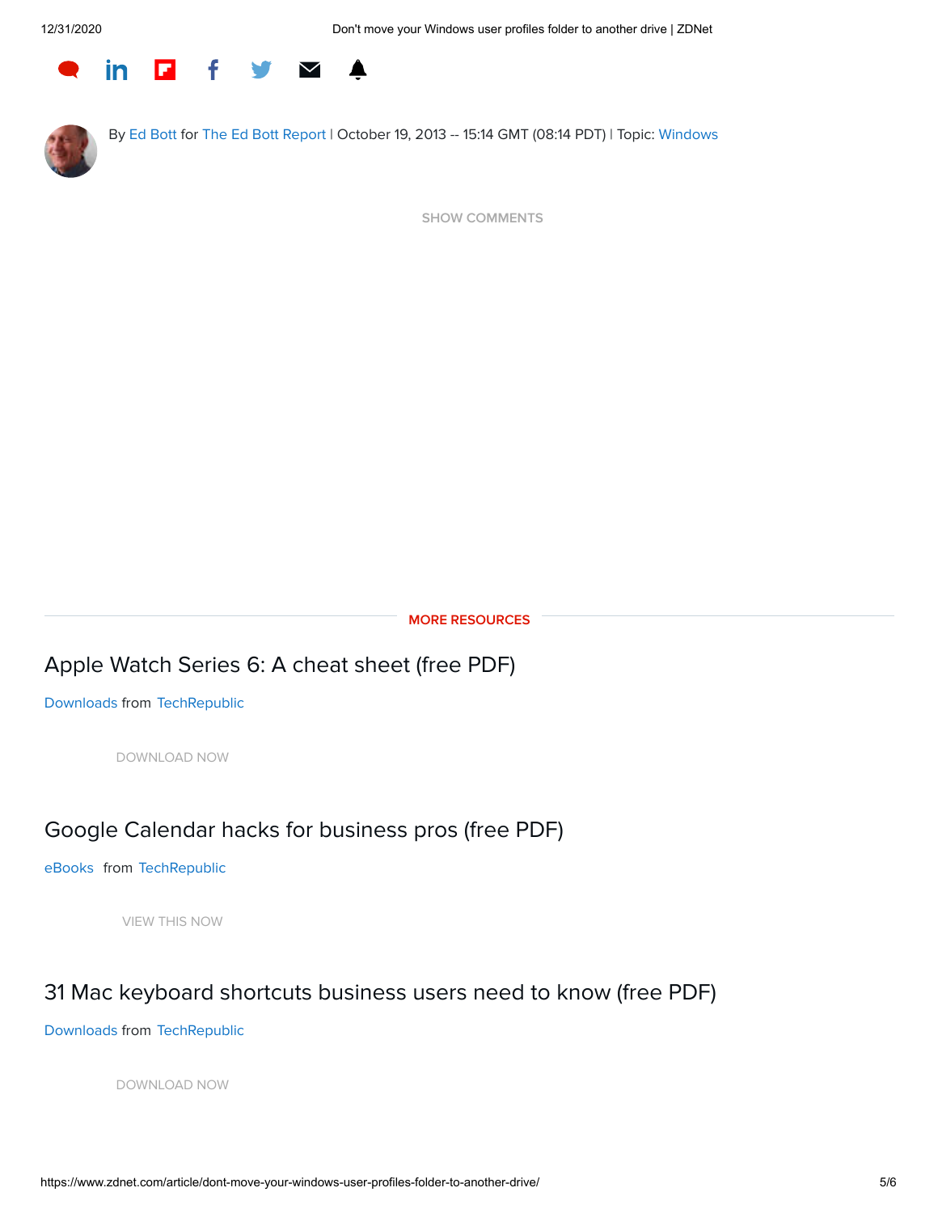By Ed Bott for The Ed Bott Report | October 19, 2013 -- 15:14 GMT (08:14 PDT) | Topic: Windows

SHOW COMMENTS

MORE RESOURCES

## Apple Watch Series 6: A cheat sheet (free PDF)

Downloads from TechRepublic

DOWNLOAD NOW

## Google Calendar hacks for business pros (free PDF)

eBooks from TechRepublic

VIEW THIS NOW

## 31 Mac keyboard shortcuts business users need to know (free PDF)

Downloads from TechRepublic

DOWNLOAD NOW